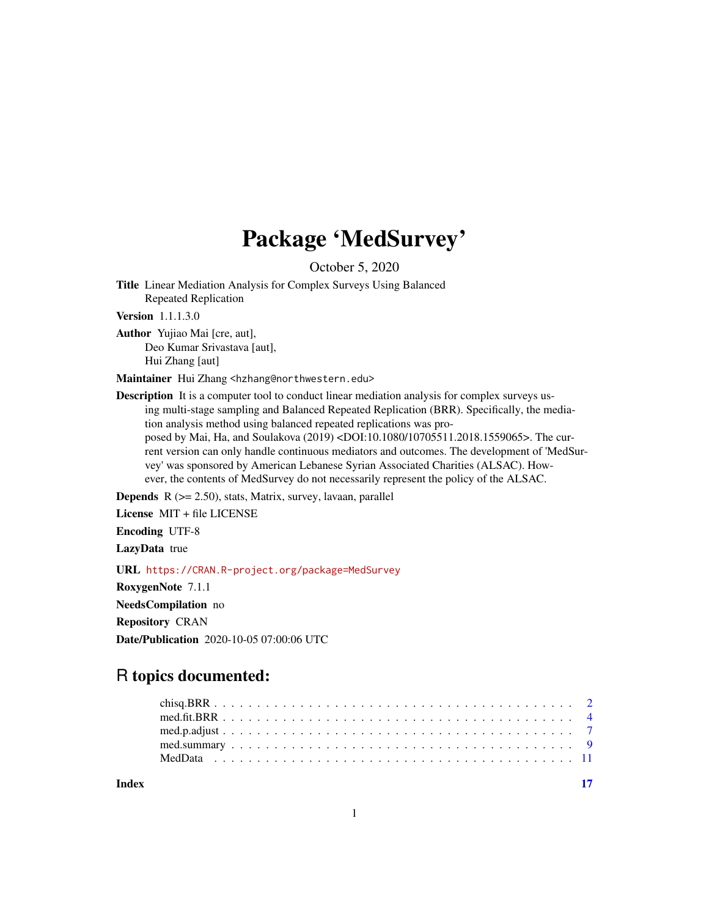# Package 'MedSurvey'

October 5, 2020

**Title** Linear Mediation Analysis for Complex Surveys Using Balanced Repeated Replication

**Version** 1.1.1.3.0

**Author** Yujiao Mai [cre, aut],
Deo Kumar Srivastava [aut],
Hui Zhang [aut]

**Maintainer** Hui Zhang <hzhang@northwestern.edu>

**Description** It is a computer tool to conduct linear mediation analysis for complex surveys using multi-stage sampling and Balanced Repeated Replication (BRR). Specifically, the mediation analysis method using balanced repeated replications was proposed by Mai, Ha, and Soulakova (2019) <DOI:10.1080/10705511.2018.1559065>. The current version can only handle continuous mediators and outcomes. The development of 'MedSurvey' was sponsored by American Lebanese Syrian Associated Charities (ALSAC). However, the contents of MedSurvey do not necessarily represent the policy of the ALSAC.

**Depends** R (>= 2.50), stats, Matrix, survey, lavaan, parallel

**License** MIT + file LICENSE

**Encoding** UTF-8

**LazyData** true

**URL** https://CRAN.R-project.org/package=MedSurvey

**RoxygenNote** 7.1.1

**NeedsCompilation** no

**Repository** CRAN

**Date/Publication** 2020-10-05 07:00:06 UTC

## R topics documented:

- chisq.BRR . . . . . . . . . . . . . . . . . . . . . . . . . . . . . . . . . . . . . . . . 2
- med.fit.BRR . . . . . . . . . . . . . . . . . . . . . . . . . . . . . . . . . . . . . . . 4
- med.p.adjust . . . . . . . . . . . . . . . . . . . . . . . . . . . . . . . . . . . . . . . 7
- med.summary . . . . . . . . . . . . . . . . . . . . . . . . . . . . . . . . . . . . . . 9
- MedData . . . . . . . . . . . . . . . . . . . . . . . . . . . . . . . . . . . . . . . . . 11

**Index** 17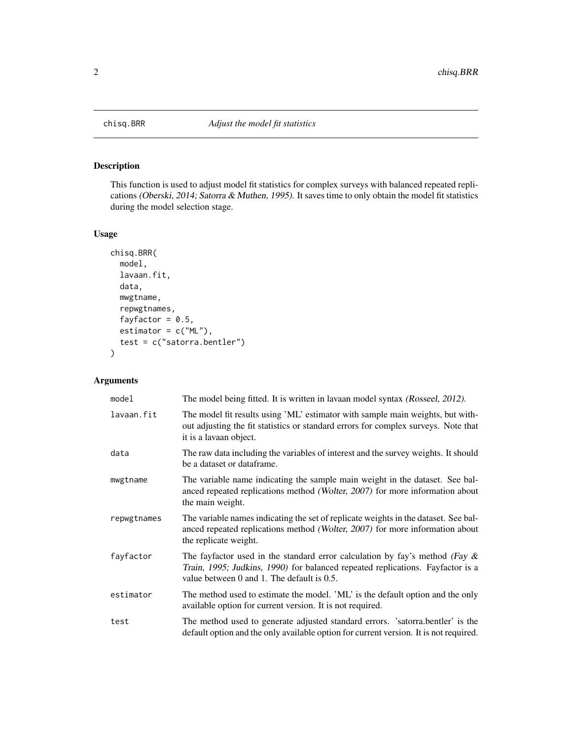## chisq.BRR — *Adjust the model fit statistics*

### Description

This function is used to adjust model fit statistics for complex surveys with balanced repeated replications *(Oberski, 2014; Satorra & Muthen, 1995)*. It saves time to only obtain the model fit statistics during the model selection stage.

### Usage

```
chisq.BRR(
  model,
  lavaan.fit,
  data,
  mwgtname,
  repwgtnames,
  fayfactor = 0.5,
  estimator = c("ML"),
  test = c("satorra.bentler")
)
```

### Arguments

| Argument | Description |
| --- | --- |
| `model` | The model being fitted. It is written in lavaan model syntax *(Rosseel, 2012)*. |
| `lavaan.fit` | The model fit results using 'ML' estimator with sample main weights, but without adjusting the fit statistics or standard errors for complex surveys. Note that it is a lavaan object. |
| `data` | The raw data including the variables of interest and the survey weights. It should be a dataset or dataframe. |
| `mwgtname` | The variable name indicating the sample main weight in the dataset. See balanced repeated replications method *(Wolter, 2007)* for more information about the main weight. |
| `repwgtnames` | The variable names indicating the set of replicate weights in the dataset. See balanced repeated replications method *(Wolter, 2007)* for more information about the replicate weight. |
| `fayfactor` | The fayfactor used in the standard error calculation by fay's method *(Fay & Train, 1995; Judkins, 1990)* for balanced repeated replications. Fayfactor is a value between 0 and 1. The default is 0.5. |
| `estimator` | The method used to estimate the model. 'ML' is the default option and the only available option for current version. It is not required. |
| `test` | The method used to generate adjusted standard errors. 'satorra.bentler' is the default option and the only available option for current version. It is not required. |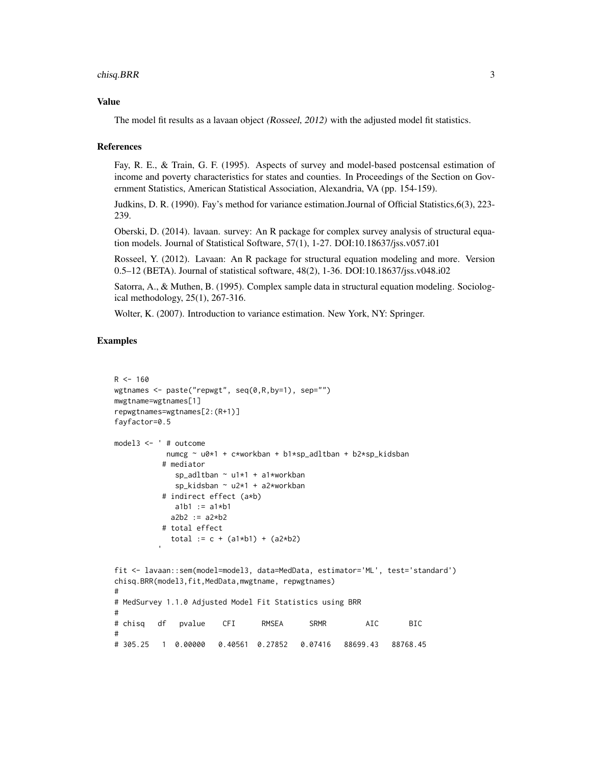## Value

The model fit results as a lavaan object *(Rosseel, 2012)* with the adjusted model fit statistics.

## References

Fay, R. E., & Train, G. F. (1995). Aspects of survey and model-based postcensal estimation of income and poverty characteristics for states and counties. In Proceedings of the Section on Government Statistics, American Statistical Association, Alexandria, VA (pp. 154-159).

Judkins, D. R. (1990). Fay's method for variance estimation.Journal of Official Statistics,6(3), 223-239.

Oberski, D. (2014). lavaan. survey: An R package for complex survey analysis of structural equation models. Journal of Statistical Software, 57(1), 1-27. DOI:10.18637/jss.v057.i01

Rosseel, Y. (2012). Lavaan: An R package for structural equation modeling and more. Version 0.5–12 (BETA). Journal of statistical software, 48(2), 1-36. DOI:10.18637/jss.v048.i02

Satorra, A., & Muthen, B. (1995). Complex sample data in structural equation modeling. Sociological methodology, 25(1), 267-316.

Wolter, K. (2007). Introduction to variance estimation. New York, NY: Springer.

## Examples

```
R <- 160
wgtnames <- paste("repwgt", seq(0,R,by=1), sep="")
mwgtname=wgtnames[1]
repwgtnames=wgtnames[2:(R+1)]
fayfactor=0.5

model3 <- ' # outcome
            numcg ~ u0*1 + c*workban + b1*sp_adltban + b2*sp_kidsban
           # mediator
              sp_adltban ~ u1*1 + a1*workban
              sp_kidsban ~ u2*1 + a2*workban
           # indirect effect (a*b)
              a1b1 := a1*b1
             a2b2 := a2*b2
           # total effect
             total := c + (a1*b1) + (a2*b2)
          '

fit <- lavaan::sem(model=model3, data=MedData, estimator='ML', test='standard')
chisq.BRR(model3,fit,MedData,mwgtname, repwgtnames)
#
# MedSurvey 1.1.0 Adjusted Model Fit Statistics using BRR
#
# chisq   df   pvalue    CFI      RMSEA      SRMR         AIC       BIC
#
# 305.25   1  0.00000   0.40561  0.27852   0.07416   88699.43   88768.45
```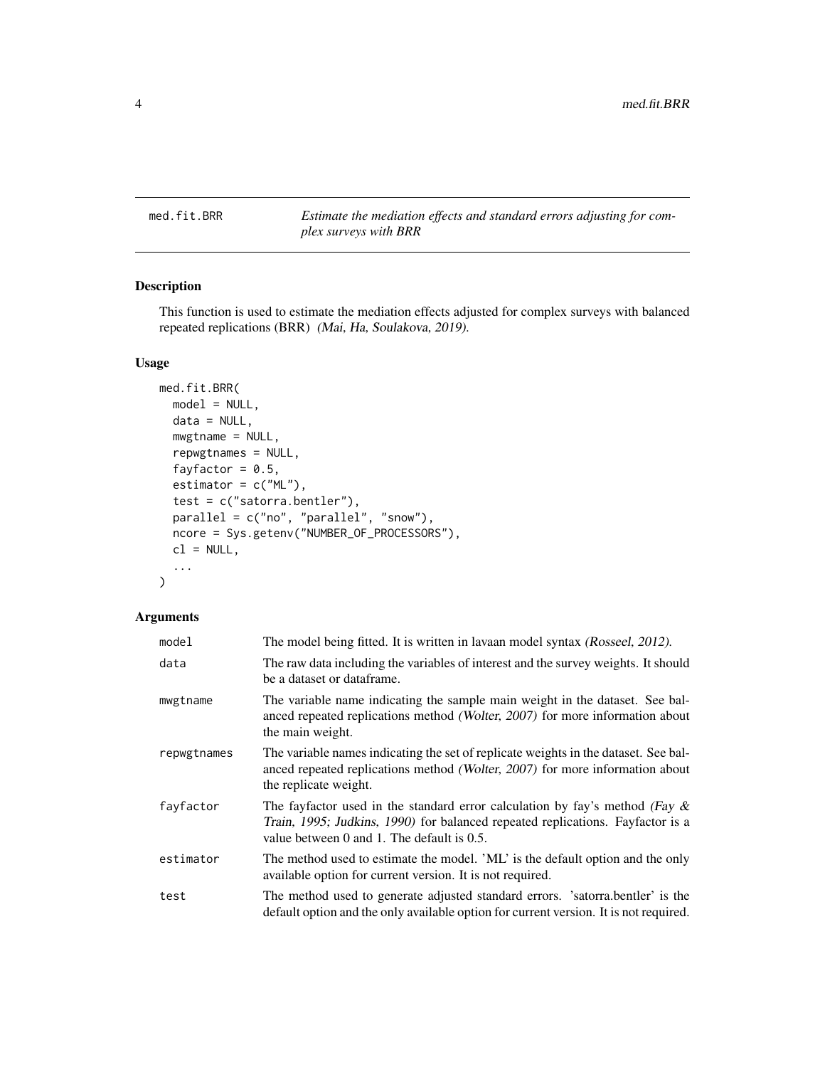med.fit.BRR — *Estimate the mediation effects and standard errors adjusting for complex surveys with BRR*

## Description

This function is used to estimate the mediation effects adjusted for complex surveys with balanced repeated replications (BRR) *(Mai, Ha, Soulakova, 2019)*.

## Usage

```
med.fit.BRR(
  model = NULL,
  data = NULL,
  mwgtname = NULL,
  repwgtnames = NULL,
  fayfactor = 0.5,
  estimator = c("ML"),
  test = c("satorra.bentler"),
  parallel = c("no", "parallel", "snow"),
  ncore = Sys.getenv("NUMBER_OF_PROCESSORS"),
  cl = NULL,
  ...
)
```

## Arguments

| | |
|---|---|
| model | The model being fitted. It is written in lavaan model syntax *(Rosseel, 2012)*. |
| data | The raw data including the variables of interest and the survey weights. It should be a dataset or dataframe. |
| mwgtname | The variable name indicating the sample main weight in the dataset. See balanced repeated replications method *(Wolter, 2007)* for more information about the main weight. |
| repwgtnames | The variable names indicating the set of replicate weights in the dataset. See balanced repeated replications method *(Wolter, 2007)* for more information about the replicate weight. |
| fayfactor | The fayfactor used in the standard error calculation by fay's method *(Fay & Train, 1995; Judkins, 1990)* for balanced repeated replications. Fayfactor is a value between 0 and 1. The default is 0.5. |
| estimator | The method used to estimate the model. 'ML' is the default option and the only available option for current version. It is not required. |
| test | The method used to generate adjusted standard errors. 'satorra.bentler' is the default option and the only available option for current version. It is not required. |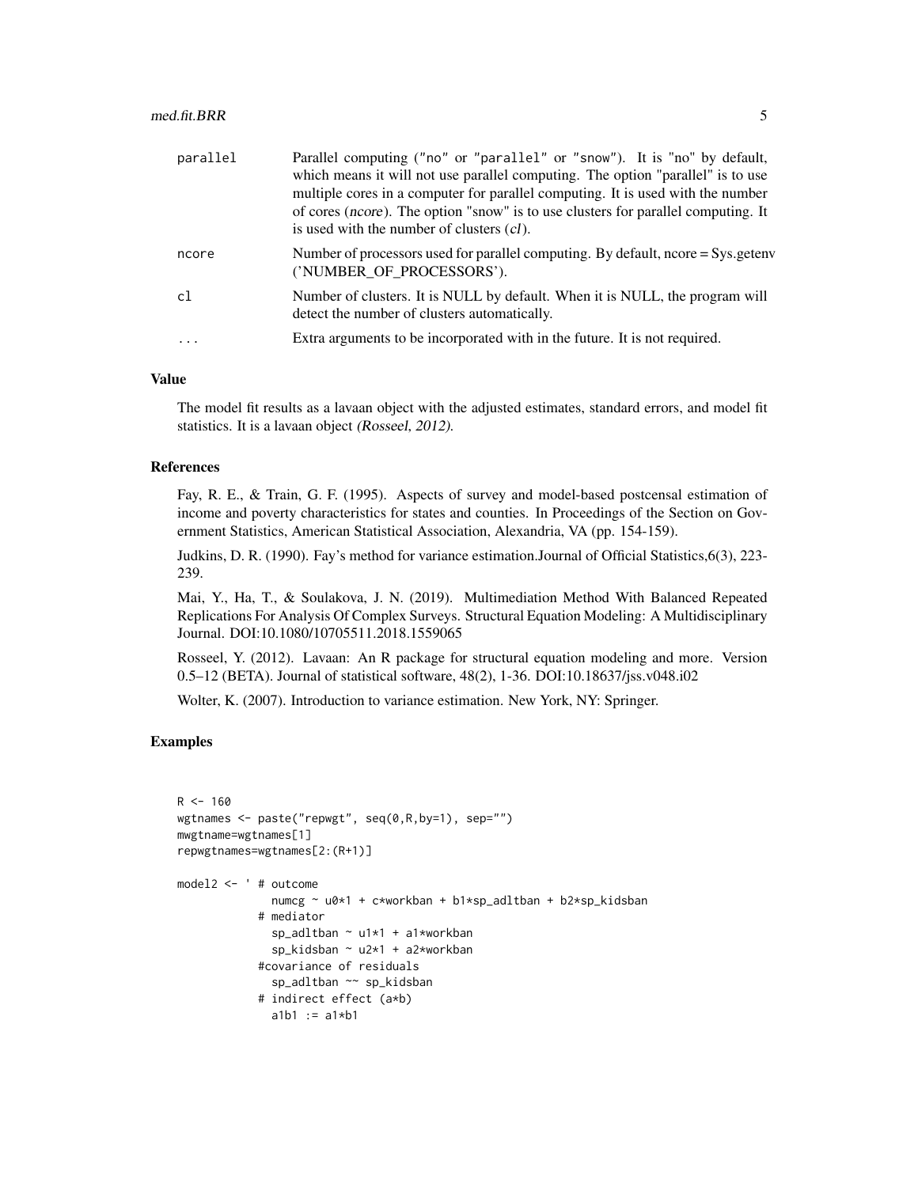| | |
|---|---|
| parallel | Parallel computing ("no" or "parallel" or "snow"). It is "no" by default, which means it will not use parallel computing. The option "parallel" is to use multiple cores in a computer for parallel computing. It is used with the number of cores (ncore). The option "snow" is to use clusters for parallel computing. It is used with the number of clusters (cl). |
| ncore | Number of processors used for parallel computing. By default, ncore = Sys.getenv ('NUMBER_OF_PROCESSORS'). |
| cl | Number of clusters. It is NULL by default. When it is NULL, the program will detect the number of clusters automatically. |
| ... | Extra arguments to be incorporated with in the future. It is not required. |

## Value

The model fit results as a lavaan object with the adjusted estimates, standard errors, and model fit statistics. It is a lavaan object *(Rosseel, 2012).*

## References

Fay, R. E., & Train, G. F. (1995). Aspects of survey and model-based postcensal estimation of income and poverty characteristics for states and counties. In Proceedings of the Section on Government Statistics, American Statistical Association, Alexandria, VA (pp. 154-159).

Judkins, D. R. (1990). Fay's method for variance estimation.Journal of Official Statistics,6(3), 223-239.

Mai, Y., Ha, T., & Soulakova, J. N. (2019). Multimediation Method With Balanced Repeated Replications For Analysis Of Complex Surveys. Structural Equation Modeling: A Multidisciplinary Journal. DOI:10.1080/10705511.2018.1559065

Rosseel, Y. (2012). Lavaan: An R package for structural equation modeling and more. Version 0.5–12 (BETA). Journal of statistical software, 48(2), 1-36. DOI:10.18637/jss.v048.i02

Wolter, K. (2007). Introduction to variance estimation. New York, NY: Springer.

## Examples

```
R <- 160
wgtnames <- paste("repwgt", seq(0,R,by=1), sep="")
mwgtname=wgtnames[1]
repwgtnames=wgtnames[2:(R+1)]

model2 <- ' # outcome
              numcg ~ u0*1 + c*workban + b1*sp_adltban + b2*sp_kidsban
            # mediator
              sp_adltban ~ u1*1 + a1*workban
              sp_kidsban ~ u2*1 + a2*workban
            #covariance of residuals
              sp_adltban ~~ sp_kidsban
            # indirect effect (a*b)
              a1b1 := a1*b1
```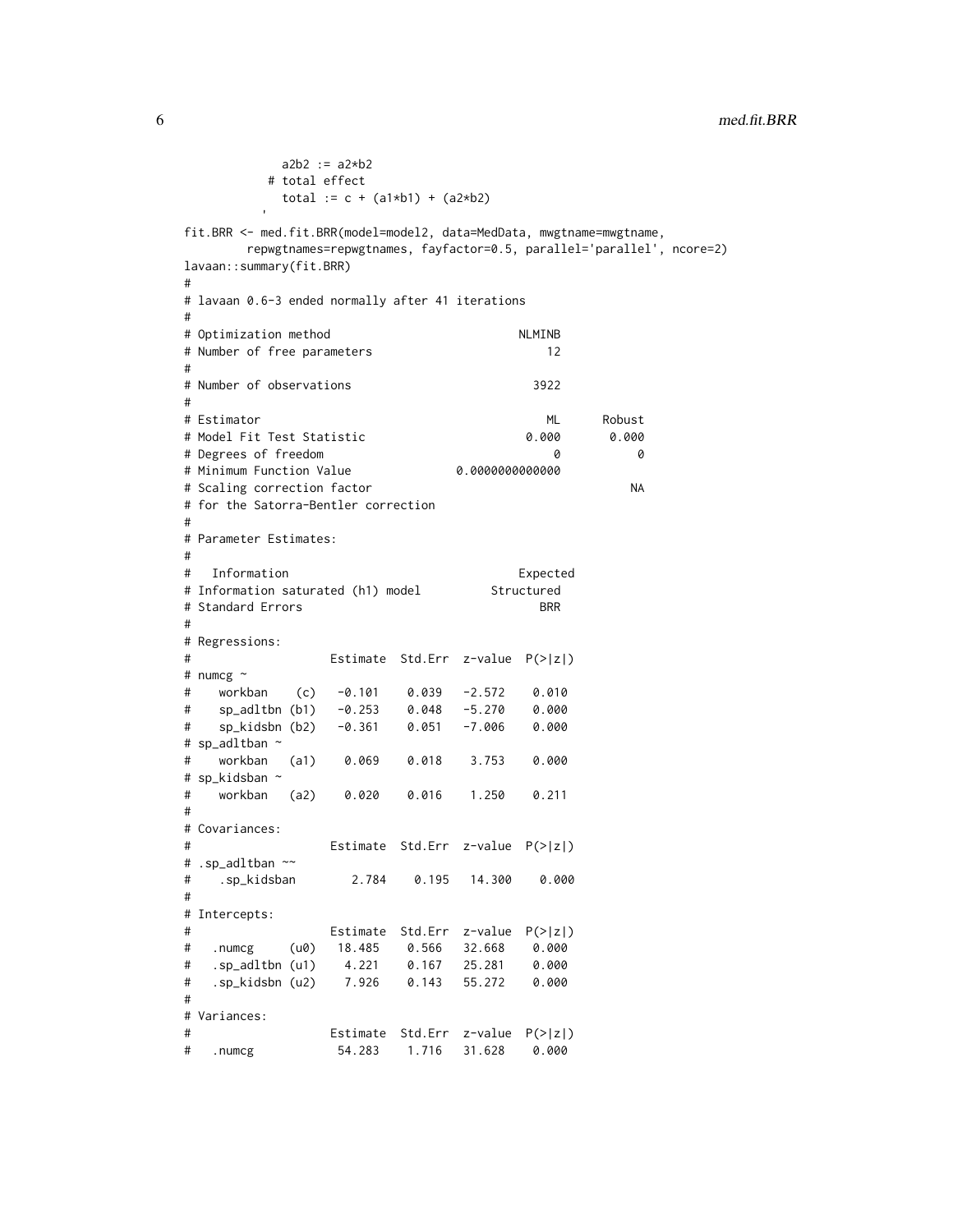```
            a2b2 := a2*b2
          # total effect
            total := c + (a1*b1) + (a2*b2)
          '
fit.BRR <- med.fit.BRR(model=model2, data=MedData, mwgtname=mwgtname,
        repwgtnames=repwgtnames, fayfactor=0.5, parallel='parallel', ncore=2)
lavaan::summary(fit.BRR)
#
# lavaan 0.6-3 ended normally after 41 iterations
#
# Optimization method                           NLMINB
# Number of free parameters                         12
#
# Number of observations                          3922
#
# Estimator                                         ML      Robust
# Model Fit Test Statistic                       0.000       0.000
# Degrees of freedom                                 0           0
# Minimum Function Value               0.0000000000000
# Scaling correction factor                                     NA
# for the Satorra-Bentler correction
#
# Parameter Estimates:
#
#   Information                                 Expected
# Information saturated (h1) model          Structured
# Standard Errors                                  BRR
#
# Regressions:
#                    Estimate  Std.Err  z-value  P(>|z|)
# numcg ~
#    workban    (c)   -0.101    0.039   -2.572    0.010
#    sp_adltbn (b1)   -0.253    0.048   -5.270    0.000
#    sp_kidsbn (b2)   -0.361    0.051   -7.006    0.000
# sp_adltban ~
#    workban   (a1)    0.069    0.018    3.753    0.000
# sp_kidsban ~
#    workban   (a2)    0.020    0.016    1.250    0.211
#
# Covariances:
#                    Estimate  Std.Err  z-value  P(>|z|)
# .sp_adltban ~~
#    .sp_kidsban        2.784    0.195   14.300    0.000
#
# Intercepts:
#                    Estimate  Std.Err  z-value  P(>|z|)
#   .numcg     (u0)   18.485    0.566   32.668    0.000
#   .sp_adltbn (u1)    4.221    0.167   25.281    0.000
#   .sp_kidsbn (u2)    7.926    0.143   55.272    0.000
#
# Variances:
#                    Estimate  Std.Err  z-value  P(>|z|)
#   .numcg            54.283    1.716   31.628    0.000
```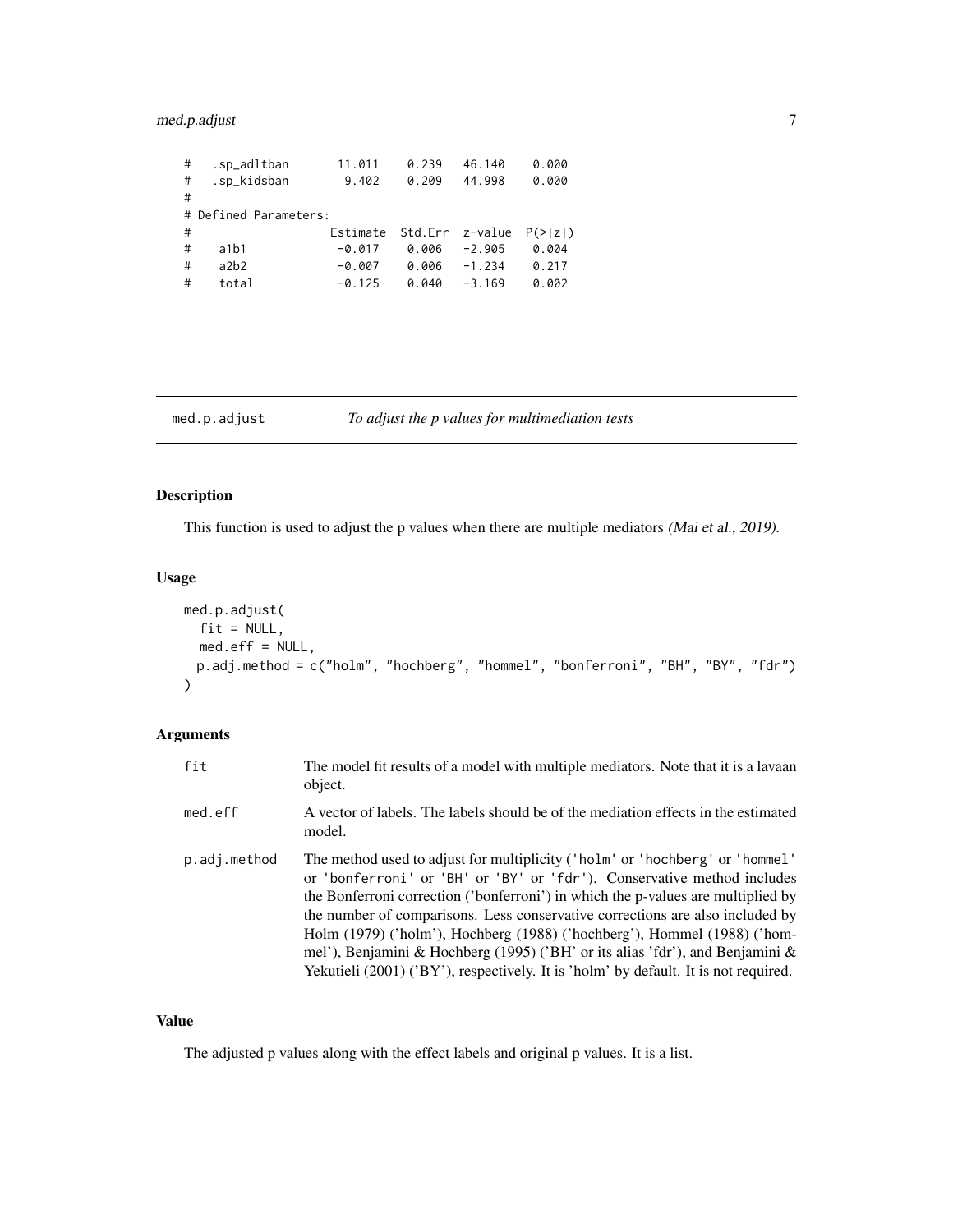```
#   .sp_adltban       11.011    0.239   46.140    0.000
#   .sp_kidsban        9.402    0.209   44.998    0.000
#
# Defined Parameters:
#                  Estimate  Std.Err  z-value  P(>|z|)
#    a1b1            -0.017    0.006   -2.905    0.004
#    a2b2            -0.007    0.006   -1.234    0.217
#    total           -0.125    0.040   -3.169    0.002
```

## med.p.adjust — *To adjust the p values for multimediation tests*

### Description

This function is used to adjust the p values when there are multiple mediators *(Mai et al., 2019)*.

### Usage

```
med.p.adjust(
  fit = NULL,
  med.eff = NULL,
  p.adj.method = c("holm", "hochberg", "hommel", "bonferroni", "BH", "BY", "fdr")
)
```

### Arguments

| | |
|---|---|
| fit | The model fit results of a model with multiple mediators. Note that it is a lavaan object. |
| med.eff | A vector of labels. The labels should be of the mediation effects in the estimated model. |
| p.adj.method | The method used to adjust for multiplicity ('holm' or 'hochberg' or 'hommel' or 'bonferroni' or 'BH' or 'BY' or 'fdr'). Conservative method includes the Bonferroni correction ('bonferroni') in which the p-values are multiplied by the number of comparisons. Less conservative corrections are also included by Holm (1979) ('holm'), Hochberg (1988) ('hochberg'), Hommel (1988) ('hommel'), Benjamini & Hochberg (1995) ('BH' or its alias 'fdr'), and Benjamini & Yekutieli (2001) ('BY'), respectively. It is 'holm' by default. It is not required. |

### Value

The adjusted p values along with the effect labels and original p values. It is a list.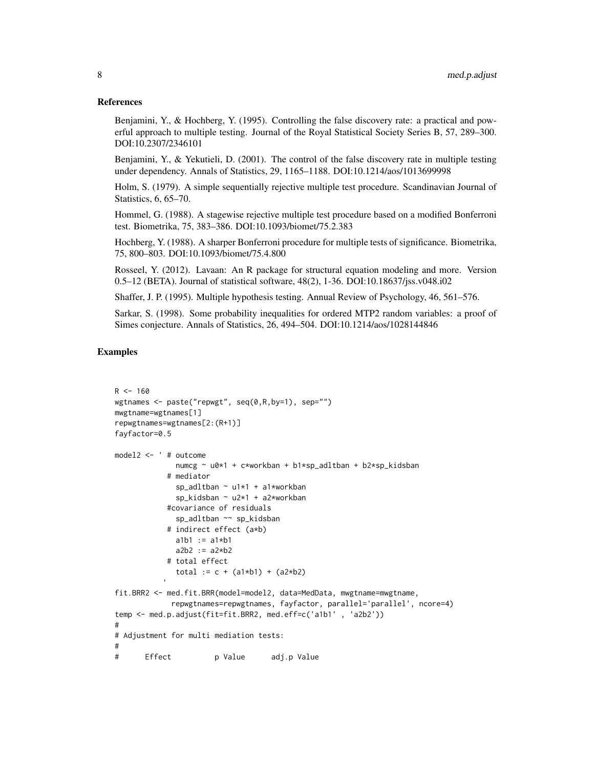## References

Benjamini, Y., & Hochberg, Y. (1995). Controlling the false discovery rate: a practical and powerful approach to multiple testing. Journal of the Royal Statistical Society Series B, 57, 289–300. DOI:10.2307/2346101

Benjamini, Y., & Yekutieli, D. (2001). The control of the false discovery rate in multiple testing under dependency. Annals of Statistics, 29, 1165–1188. DOI:10.1214/aos/1013699998

Holm, S. (1979). A simple sequentially rejective multiple test procedure. Scandinavian Journal of Statistics, 6, 65–70.

Hommel, G. (1988). A stagewise rejective multiple test procedure based on a modified Bonferroni test. Biometrika, 75, 383–386. DOI:10.1093/biomet/75.2.383

Hochberg, Y. (1988). A sharper Bonferroni procedure for multiple tests of significance. Biometrika, 75, 800–803. DOI:10.1093/biomet/75.4.800

Rosseel, Y. (2012). Lavaan: An R package for structural equation modeling and more. Version 0.5–12 (BETA). Journal of statistical software, 48(2), 1-36. DOI:10.18637/jss.v048.i02

Shaffer, J. P. (1995). Multiple hypothesis testing. Annual Review of Psychology, 46, 561–576.

Sarkar, S. (1998). Some probability inequalities for ordered MTP2 random variables: a proof of Simes conjecture. Annals of Statistics, 26, 494–504. DOI:10.1214/aos/1028144846

## Examples

```
R <- 160
wgtnames <- paste("repwgt", seq(0,R,by=1), sep="")
mwgtname=wgtnames[1]
repwgtnames=wgtnames[2:(R+1)]
fayfactor=0.5

model2 <- ' # outcome
              numcg ~ u0*1 + c*workban + b1*sp_adltban + b2*sp_kidsban
            # mediator
              sp_adltban ~ u1*1 + a1*workban
              sp_kidsban ~ u2*1 + a2*workban
            #covariance of residuals
              sp_adltban ~~ sp_kidsban
            # indirect effect (a*b)
              a1b1 := a1*b1
              a2b2 := a2*b2
            # total effect
              total := c + (a1*b1) + (a2*b2)
           '
fit.BRR2 <- med.fit.BRR(model=model2, data=MedData, mwgtname=mwgtname,
             repwgtnames=repwgtnames, fayfactor, parallel='parallel', ncore=4)
temp <- med.p.adjust(fit=fit.BRR2, med.eff=c('a1b1' , 'a2b2'))
#
# Adjustment for multi mediation tests:
#
#      Effect          p Value      adj.p Value
```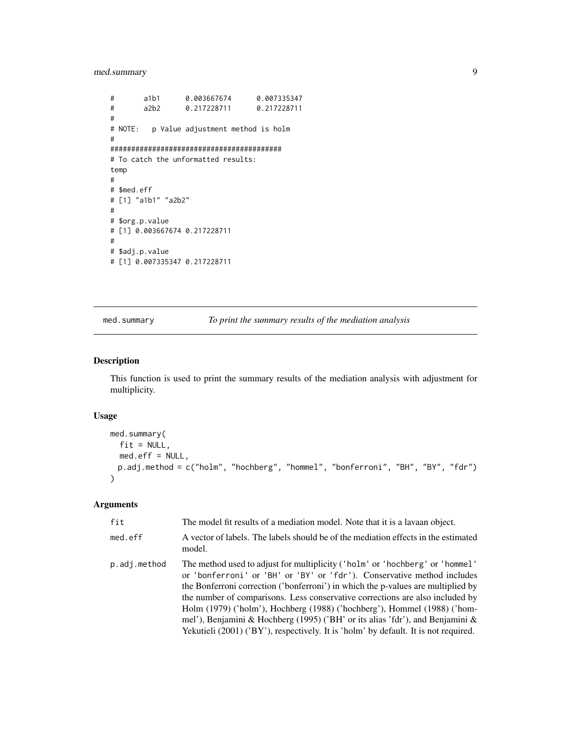```
#       a1b1      0.003667674      0.007335347
#       a2b2      0.217228711      0.217228711
#
# NOTE:   p Value adjustment method is holm
#
##########################################
# To catch the unformatted results:
temp
#
# $med.eff
# [1] "a1b1" "a2b2"
#
# $org.p.value
# [1] 0.003667674 0.217228711
#
# $adj.p.value
# [1] 0.007335347 0.217228711
```

---

## med.summary — *To print the summary results of the mediation analysis*

---

### Description

This function is used to print the summary results of the mediation analysis with adjustment for multiplicity.

### Usage

```
med.summary(
  fit = NULL,
  med.eff = NULL,
  p.adj.method = c("holm", "hochberg", "hommel", "bonferroni", "BH", "BY", "fdr")
)
```

### Arguments

| | |
|---|---|
| fit | The model fit results of a mediation model. Note that it is a lavaan object. |
| med.eff | A vector of labels. The labels should be of the mediation effects in the estimated model. |
| p.adj.method | The method used to adjust for multiplicity ('holm' or 'hochberg' or 'hommel' or 'bonferroni' or 'BH' or 'BY' or 'fdr'). Conservative method includes the Bonferroni correction ('bonferroni') in which the p-values are multiplied by the number of comparisons. Less conservative corrections are also included by Holm (1979) ('holm'), Hochberg (1988) ('hochberg'), Hommel (1988) ('hommel'), Benjamini & Hochberg (1995) ('BH' or its alias 'fdr'), and Benjamini & Yekutieli (2001) ('BY'), respectively. It is 'holm' by default. It is not required. |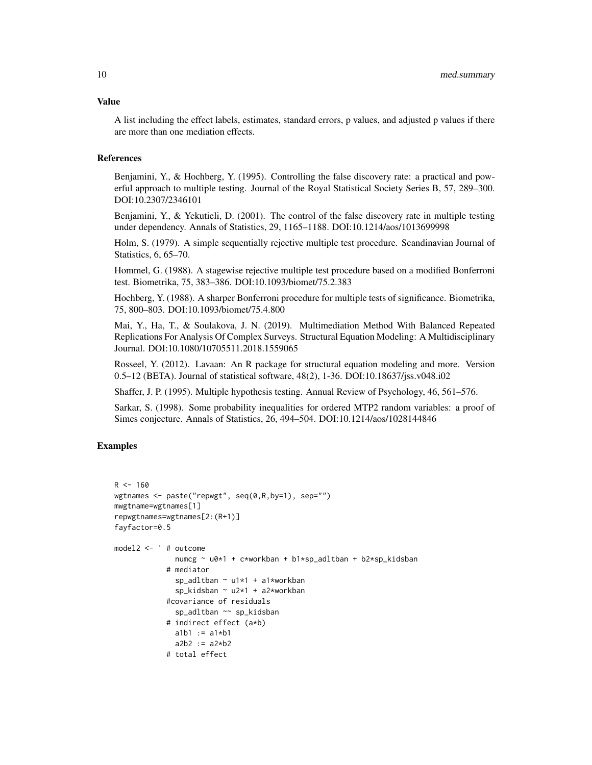## Value

A list including the effect labels, estimates, standard errors, p values, and adjusted p values if there are more than one mediation effects.

## References

Benjamini, Y., & Hochberg, Y. (1995). Controlling the false discovery rate: a practical and powerful approach to multiple testing. Journal of the Royal Statistical Society Series B, 57, 289–300. DOI:10.2307/2346101

Benjamini, Y., & Yekutieli, D. (2001). The control of the false discovery rate in multiple testing under dependency. Annals of Statistics, 29, 1165–1188. DOI:10.1214/aos/1013699998

Holm, S. (1979). A simple sequentially rejective multiple test procedure. Scandinavian Journal of Statistics, 6, 65–70.

Hommel, G. (1988). A stagewise rejective multiple test procedure based on a modified Bonferroni test. Biometrika, 75, 383–386. DOI:10.1093/biomet/75.2.383

Hochberg, Y. (1988). A sharper Bonferroni procedure for multiple tests of significance. Biometrika, 75, 800–803. DOI:10.1093/biomet/75.4.800

Mai, Y., Ha, T., & Soulakova, J. N. (2019). Multimediation Method With Balanced Repeated Replications For Analysis Of Complex Surveys. Structural Equation Modeling: A Multidisciplinary Journal. DOI:10.1080/10705511.2018.1559065

Rosseel, Y. (2012). Lavaan: An R package for structural equation modeling and more. Version 0.5–12 (BETA). Journal of statistical software, 48(2), 1-36. DOI:10.18637/jss.v048.i02

Shaffer, J. P. (1995). Multiple hypothesis testing. Annual Review of Psychology, 46, 561–576.

Sarkar, S. (1998). Some probability inequalities for ordered MTP2 random variables: a proof of Simes conjecture. Annals of Statistics, 26, 494–504. DOI:10.1214/aos/1028144846

## Examples

```
R <- 160
wgtnames <- paste("repwgt", seq(0,R,by=1), sep="")
mwgtname=wgtnames[1]
repwgtnames=wgtnames[2:(R+1)]
fayfactor=0.5

model2 <- ' # outcome
             numcg ~ u0*1 + c*workban + b1*sp_adltban + b2*sp_kidsban
            # mediator
             sp_adltban ~ u1*1 + a1*workban
             sp_kidsban ~ u2*1 + a2*workban
            #covariance of residuals
             sp_adltban ~~ sp_kidsban
            # indirect effect (a*b)
             a1b1 := a1*b1
             a2b2 := a2*b2
            # total effect
```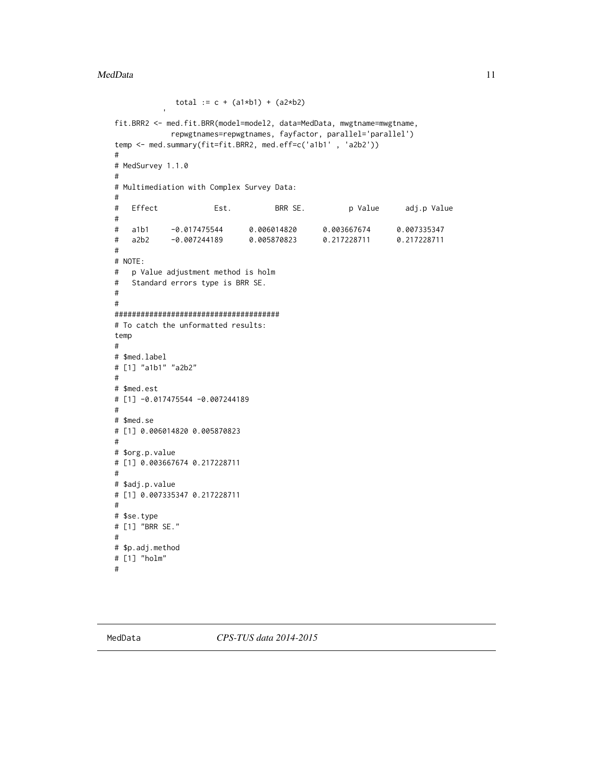```
             total := c + (a1*b1) + (a2*b2)
           '
fit.BRR2 <- med.fit.BRR(model=model2, data=MedData, mwgtname=mwgtname,
             repwgtnames=repwgtnames, fayfactor, parallel='parallel')
temp <- med.summary(fit=fit.BRR2, med.eff=c('a1b1' , 'a2b2'))
#
# MedSurvey 1.1.0
#
# Multimediation with Complex Survey Data:
#
#   Effect             Est.          BRR SE.          p Value      adj.p Value
#
#   a1b1     -0.017475544      0.006014820      0.003667674      0.007335347
#   a2b2     -0.007244189      0.005870823      0.217228711      0.217228711
#
# NOTE:
#   p Value adjustment method is holm
#   Standard errors type is BRR SE.
#
#
######################################
# To catch the unformatted results:
temp
#
# $med.label
# [1] "a1b1" "a2b2"
#
# $med.est
# [1] -0.017475544 -0.007244189
#
# $med.se
# [1] 0.006014820 0.005870823
#
# $org.p.value
# [1] 0.003667674 0.217228711
#
# $adj.p.value
# [1] 0.007335347 0.217228711
#
# $se.type
# [1] "BRR SE."
#
# $p.adj.method
# [1] "holm"
#
```

## MedData *CPS-TUS data 2014-2015*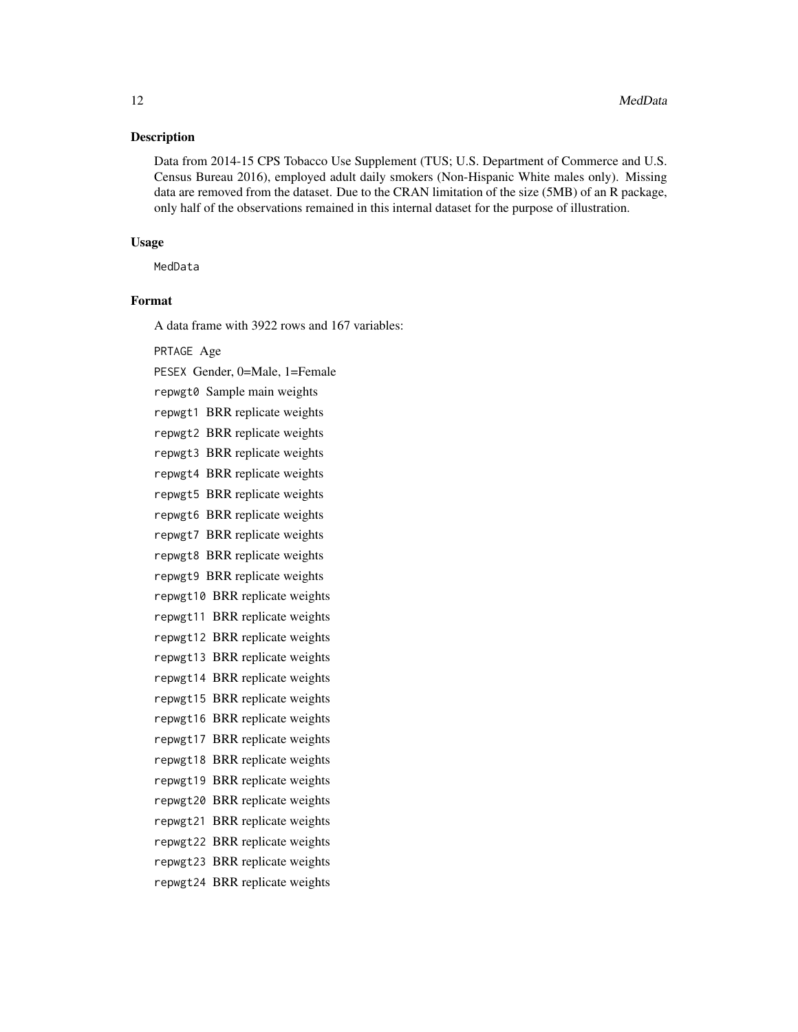## Description

Data from 2014-15 CPS Tobacco Use Supplement (TUS; U.S. Department of Commerce and U.S. Census Bureau 2016), employed adult daily smokers (Non-Hispanic White males only). Missing data are removed from the dataset. Due to the CRAN limitation of the size (5MB) of an R package, only half of the observations remained in this internal dataset for the purpose of illustration.

## Usage

```
MedData
```

## Format

A data frame with 3922 rows and 167 variables:

`PRTAGE` Age

`PESEX` Gender, 0=Male, 1=Female

`repwgt0` Sample main weights

`repwgt1` BRR replicate weights

`repwgt2` BRR replicate weights

`repwgt3` BRR replicate weights

`repwgt4` BRR replicate weights

`repwgt5` BRR replicate weights

`repwgt6` BRR replicate weights

`repwgt7` BRR replicate weights

`repwgt8` BRR replicate weights

`repwgt9` BRR replicate weights

`repwgt10` BRR replicate weights

`repwgt11` BRR replicate weights

`repwgt12` BRR replicate weights

`repwgt13` BRR replicate weights

`repwgt14` BRR replicate weights

`repwgt15` BRR replicate weights

`repwgt16` BRR replicate weights

`repwgt17` BRR replicate weights

`repwgt18` BRR replicate weights

`repwgt19` BRR replicate weights

`repwgt20` BRR replicate weights

`repwgt21` BRR replicate weights

`repwgt22` BRR replicate weights

`repwgt23` BRR replicate weights

`repwgt24` BRR replicate weights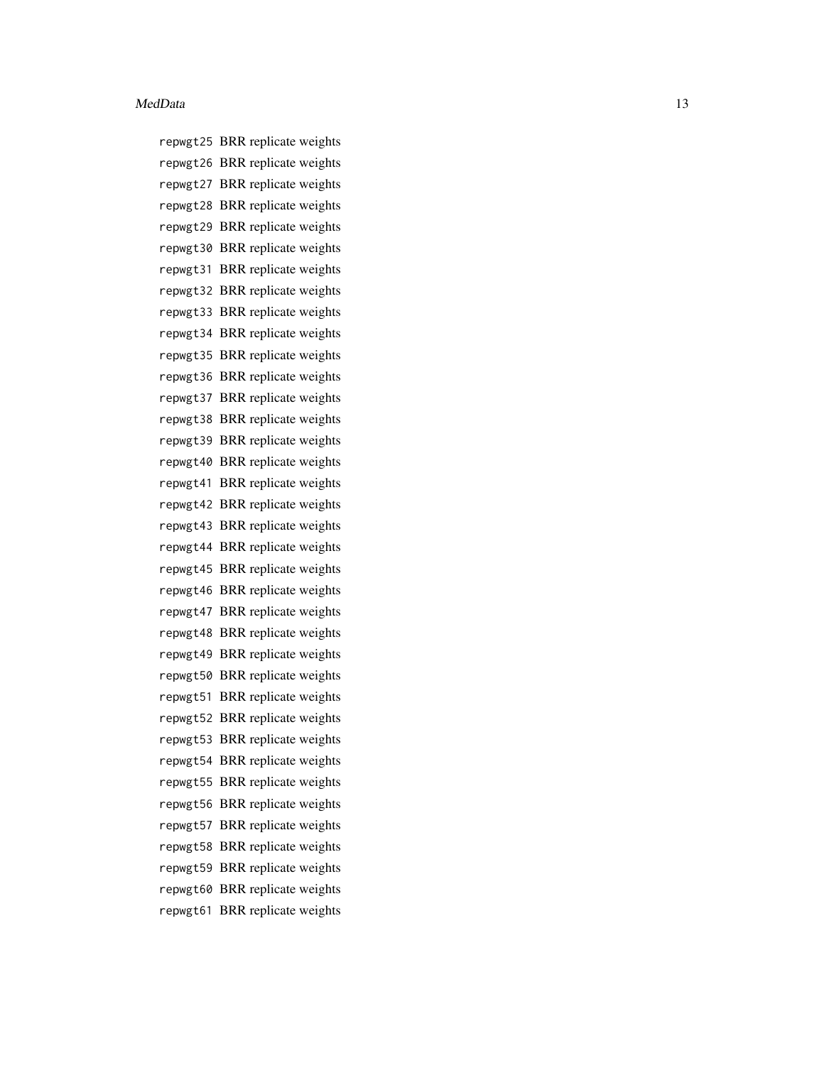repwgt25 BRR replicate weights
repwgt26 BRR replicate weights
repwgt27 BRR replicate weights
repwgt28 BRR replicate weights
repwgt29 BRR replicate weights
repwgt30 BRR replicate weights
repwgt31 BRR replicate weights
repwgt32 BRR replicate weights
repwgt33 BRR replicate weights
repwgt34 BRR replicate weights
repwgt35 BRR replicate weights
repwgt36 BRR replicate weights
repwgt37 BRR replicate weights
repwgt38 BRR replicate weights
repwgt39 BRR replicate weights
repwgt40 BRR replicate weights
repwgt41 BRR replicate weights
repwgt42 BRR replicate weights
repwgt43 BRR replicate weights
repwgt44 BRR replicate weights
repwgt45 BRR replicate weights
repwgt46 BRR replicate weights
repwgt47 BRR replicate weights
repwgt48 BRR replicate weights
repwgt49 BRR replicate weights
repwgt50 BRR replicate weights
repwgt51 BRR replicate weights
repwgt52 BRR replicate weights
repwgt53 BRR replicate weights
repwgt54 BRR replicate weights
repwgt55 BRR replicate weights
repwgt56 BRR replicate weights
repwgt57 BRR replicate weights
repwgt58 BRR replicate weights
repwgt59 BRR replicate weights
repwgt60 BRR replicate weights
repwgt61 BRR replicate weights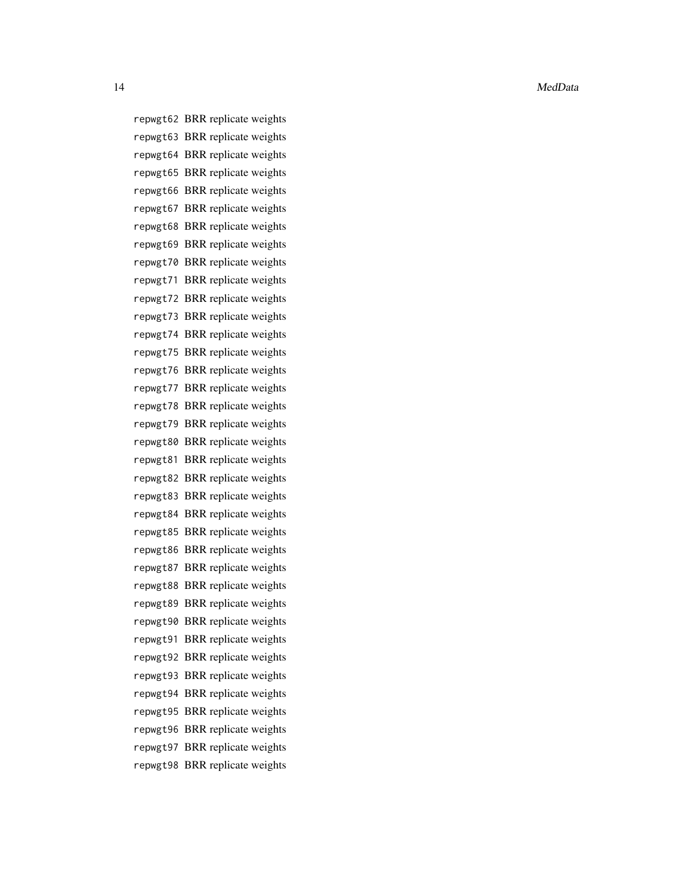`repwgt62` BRR replicate weights
`repwgt63` BRR replicate weights
`repwgt64` BRR replicate weights
`repwgt65` BRR replicate weights
`repwgt66` BRR replicate weights
`repwgt67` BRR replicate weights
`repwgt68` BRR replicate weights
`repwgt69` BRR replicate weights
`repwgt70` BRR replicate weights
`repwgt71` BRR replicate weights
`repwgt72` BRR replicate weights
`repwgt73` BRR replicate weights
`repwgt74` BRR replicate weights
`repwgt75` BRR replicate weights
`repwgt76` BRR replicate weights
`repwgt77` BRR replicate weights
`repwgt78` BRR replicate weights
`repwgt79` BRR replicate weights
`repwgt80` BRR replicate weights
`repwgt81` BRR replicate weights
`repwgt82` BRR replicate weights
`repwgt83` BRR replicate weights
`repwgt84` BRR replicate weights
`repwgt85` BRR replicate weights
`repwgt86` BRR replicate weights
`repwgt87` BRR replicate weights
`repwgt88` BRR replicate weights
`repwgt89` BRR replicate weights
`repwgt90` BRR replicate weights
`repwgt91` BRR replicate weights
`repwgt92` BRR replicate weights
`repwgt93` BRR replicate weights
`repwgt94` BRR replicate weights
`repwgt95` BRR replicate weights
`repwgt96` BRR replicate weights
`repwgt97` BRR replicate weights
`repwgt98` BRR replicate weights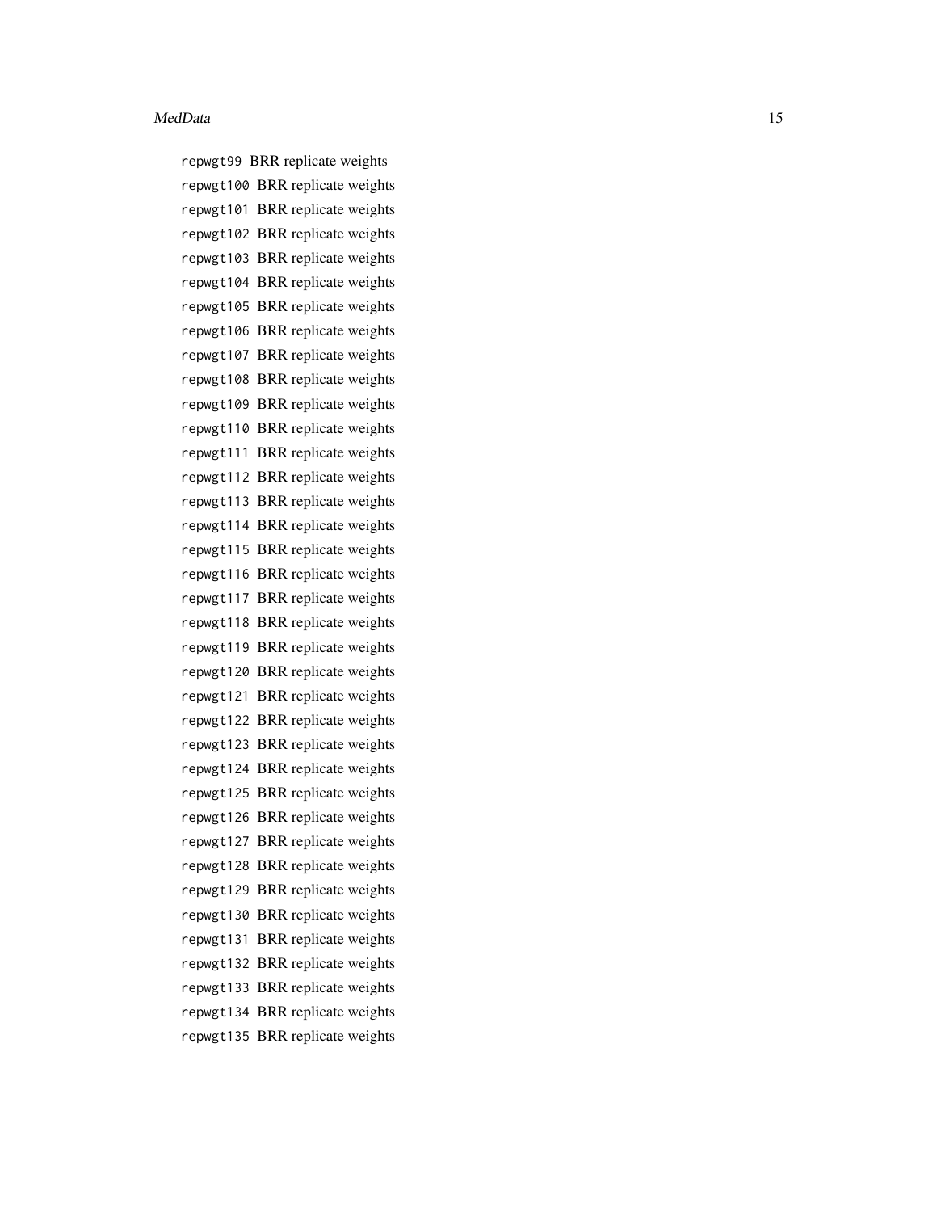repwgt99 BRR replicate weights
repwgt100 BRR replicate weights
repwgt101 BRR replicate weights
repwgt102 BRR replicate weights
repwgt103 BRR replicate weights
repwgt104 BRR replicate weights
repwgt105 BRR replicate weights
repwgt106 BRR replicate weights
repwgt107 BRR replicate weights
repwgt108 BRR replicate weights
repwgt109 BRR replicate weights
repwgt110 BRR replicate weights
repwgt111 BRR replicate weights
repwgt112 BRR replicate weights
repwgt113 BRR replicate weights
repwgt114 BRR replicate weights
repwgt115 BRR replicate weights
repwgt116 BRR replicate weights
repwgt117 BRR replicate weights
repwgt118 BRR replicate weights
repwgt119 BRR replicate weights
repwgt120 BRR replicate weights
repwgt121 BRR replicate weights
repwgt122 BRR replicate weights
repwgt123 BRR replicate weights
repwgt124 BRR replicate weights
repwgt125 BRR replicate weights
repwgt126 BRR replicate weights
repwgt127 BRR replicate weights
repwgt128 BRR replicate weights
repwgt129 BRR replicate weights
repwgt130 BRR replicate weights
repwgt131 BRR replicate weights
repwgt132 BRR replicate weights
repwgt133 BRR replicate weights
repwgt134 BRR replicate weights
repwgt135 BRR replicate weights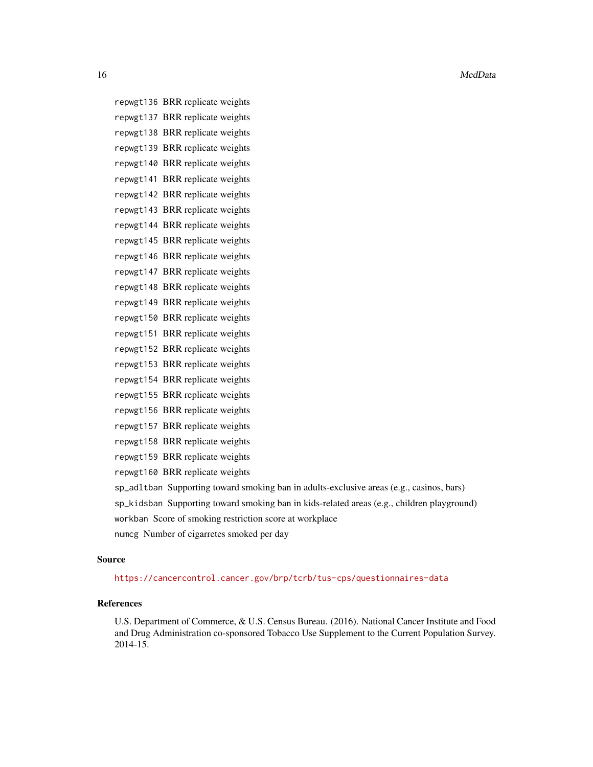repwgt136 BRR replicate weights

repwgt137 BRR replicate weights

repwgt138 BRR replicate weights

repwgt139 BRR replicate weights

repwgt140 BRR replicate weights

repwgt141 BRR replicate weights

repwgt142 BRR replicate weights

repwgt143 BRR replicate weights

repwgt144 BRR replicate weights

repwgt145 BRR replicate weights

repwgt146 BRR replicate weights

repwgt147 BRR replicate weights

repwgt148 BRR replicate weights

repwgt149 BRR replicate weights

repwgt150 BRR replicate weights

repwgt151 BRR replicate weights

repwgt152 BRR replicate weights

repwgt153 BRR replicate weights

repwgt154 BRR replicate weights

repwgt155 BRR replicate weights

repwgt156 BRR replicate weights

repwgt157 BRR replicate weights

repwgt158 BRR replicate weights

repwgt159 BRR replicate weights

repwgt160 BRR replicate weights

sp_adltban Supporting toward smoking ban in adults-exclusive areas (e.g., casinos, bars)

sp_kidsban Supporting toward smoking ban in kids-related areas (e.g., children playground)

workban Score of smoking restriction score at workplace

numcg Number of cigarretes smoked per day

### Source

https://cancercontrol.cancer.gov/brp/tcrb/tus-cps/questionnaires-data

### References

U.S. Department of Commerce, & U.S. Census Bureau. (2016). National Cancer Institute and Food and Drug Administration co-sponsored Tobacco Use Supplement to the Current Population Survey. 2014-15.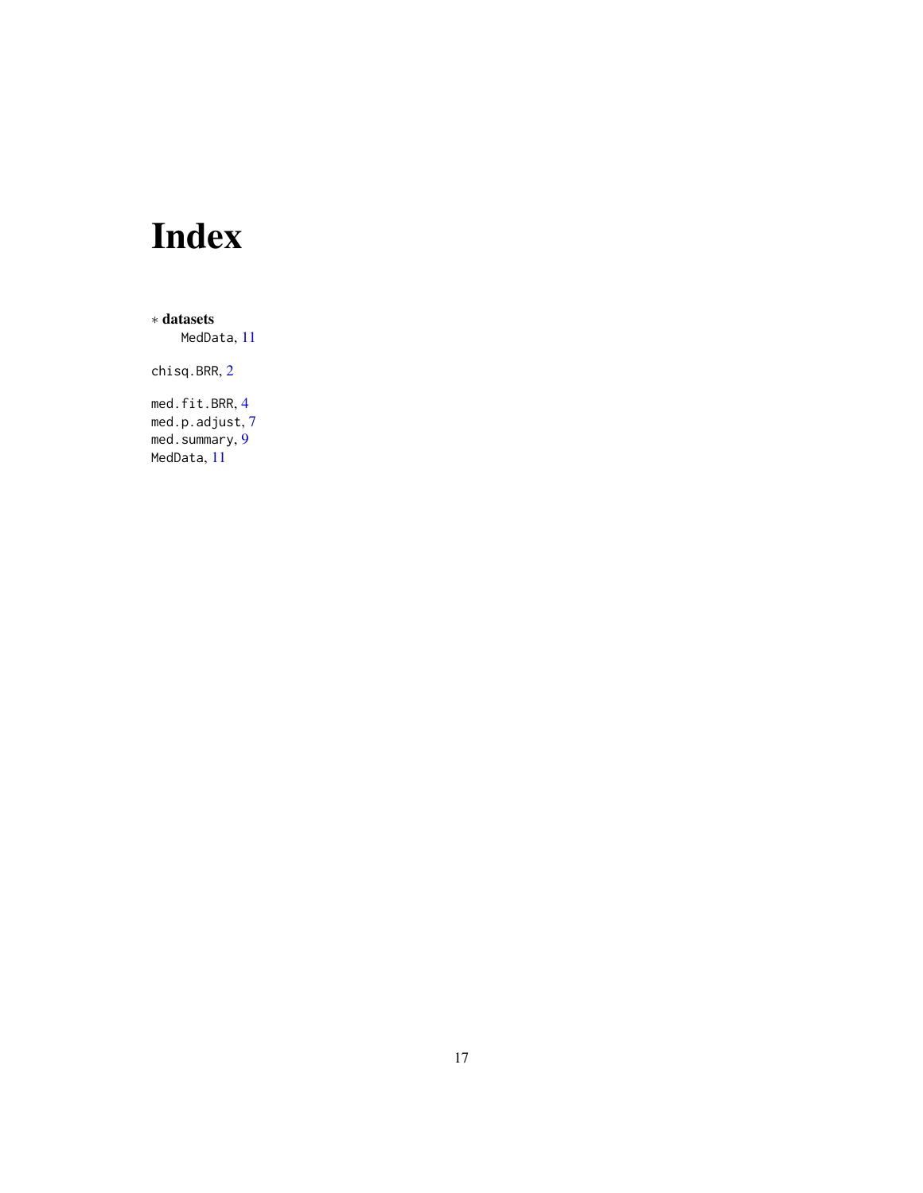# Index

∗ **datasets**
    MedData, 11

chisq.BRR, 2

med.fit.BRR, 4
med.p.adjust, 7
med.summary, 9
MedData, 11